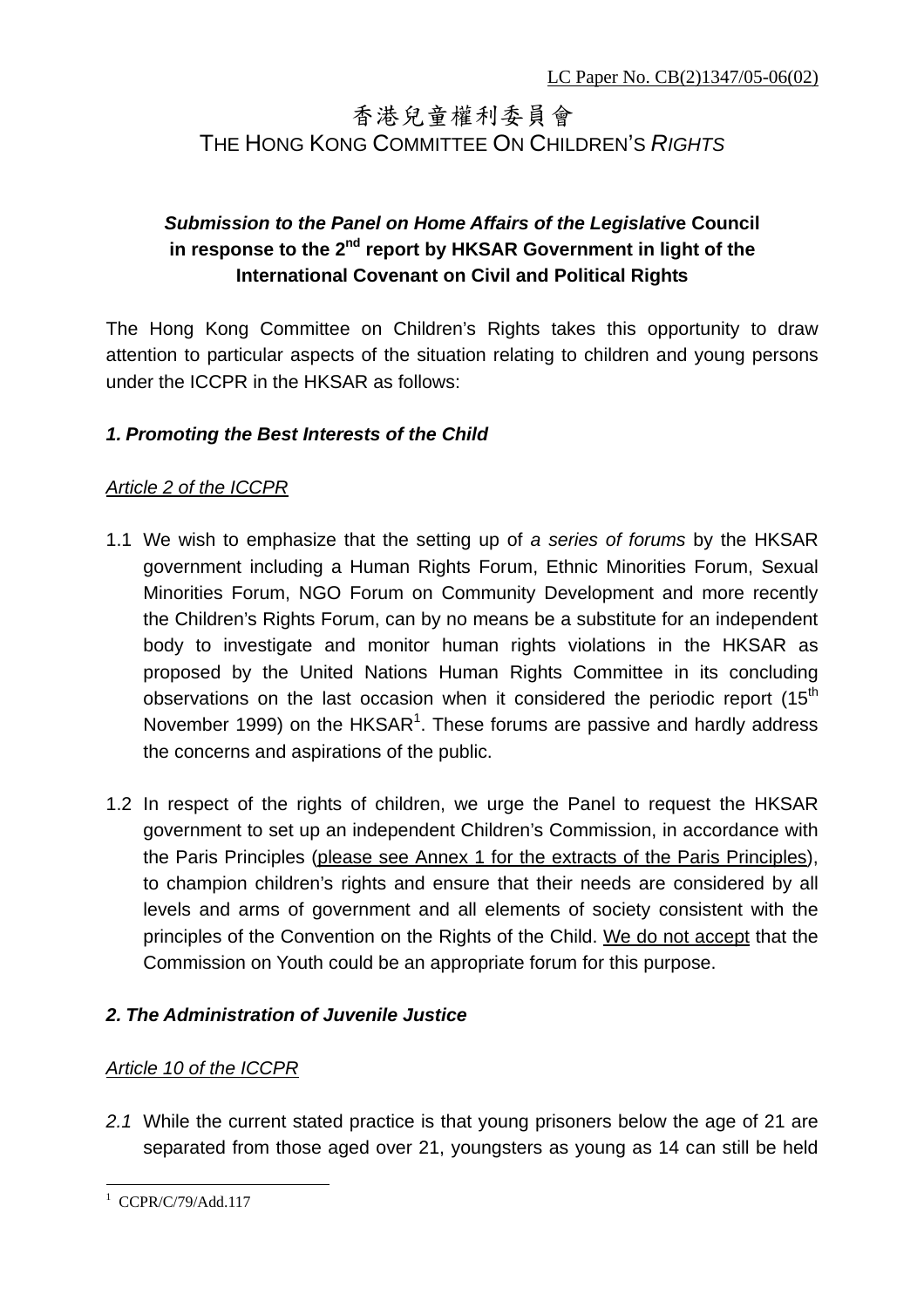LC Paper No. CB(2)1347/05-06(02)

# 香港兒童權利委員會
# THE HONG KONG COMMITTEE ON CHILDREN'S RIGHTS

**_Submission to the Panel on Home Affairs of the Legislative Council in response to the 2nd report by HKSAR Government in light of the International Covenant on Civil and Political Rights_**

The Hong Kong Committee on Children's Rights takes this opportunity to draw attention to particular aspects of the situation relating to children and young persons under the ICCPR in the HKSAR as follows:

## *1. Promoting the Best Interests of the Child*

*Article 2 of the ICCPR*

1.1 We wish to emphasize that the setting up of *a series of forums* by the HKSAR government including a Human Rights Forum, Ethnic Minorities Forum, Sexual Minorities Forum, NGO Forum on Community Development and more recently the Children's Rights Forum, can by no means be a substitute for an independent body to investigate and monitor human rights violations in the HKSAR as proposed by the United Nations Human Rights Committee in its concluding observations on the last occasion when it considered the periodic report (15th November 1999) on the HKSAR[1]. These forums are passive and hardly address the concerns and aspirations of the public.

1.2 In respect of the rights of children, we urge the Panel to request the HKSAR government to set up an independent Children's Commission, in accordance with the Paris Principles (please see Annex 1 for the extracts of the Paris Principles), to champion children's rights and ensure that their needs are considered by all levels and arms of government and all elements of society consistent with the principles of the Convention on the Rights of the Child. We do not accept that the Commission on Youth could be an appropriate forum for this purpose.

## *2. The Administration of Juvenile Justice*

*Article 10 of the ICCPR*

*2.1* While the current stated practice is that young prisoners below the age of 21 are separated from those aged over 21, youngsters as young as 14 can still be held

[1] CCPR/C/79/Add.117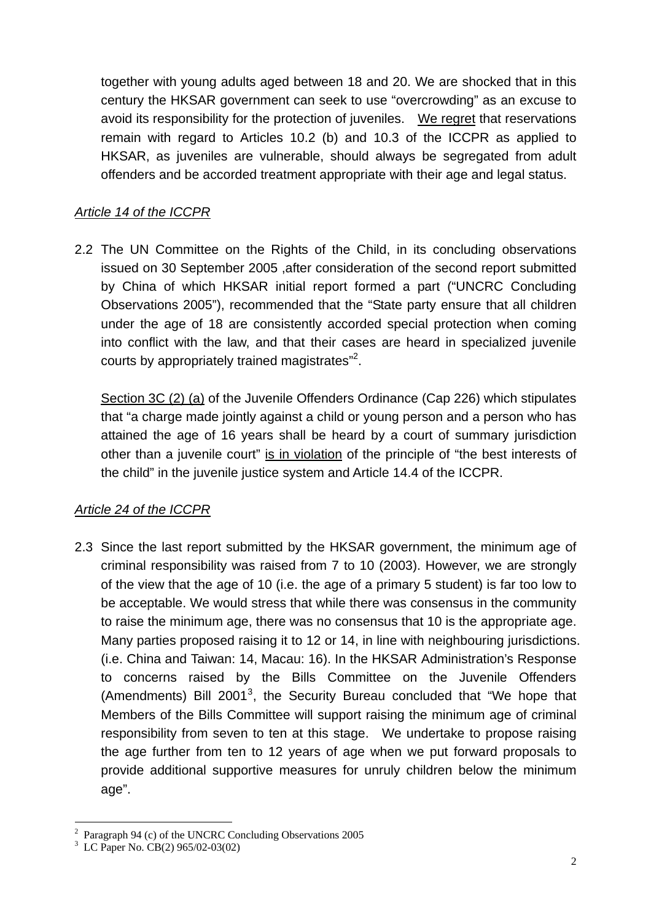together with young adults aged between 18 and 20. We are shocked that in this century the HKSAR government can seek to use “overcrowding” as an excuse to avoid its responsibility for the protection of juveniles. <u>We regret</u> that reservations remain with regard to Articles 10.2 (b) and 10.3 of the ICCPR as applied to HKSAR, as juveniles are vulnerable, should always be segregated from adult offenders and be accorded treatment appropriate with their age and legal status.

*<u>Article 14 of the ICCPR</u>*

2.2 The UN Committee on the Rights of the Child, in its concluding observations issued on 30 September 2005 ,after consideration of the second report submitted by China of which HKSAR initial report formed a part (“UNCRC Concluding Observations 2005”), recommended that the “State party ensure that all children under the age of 18 are consistently accorded special protection when coming into conflict with the law, and that their cases are heard in specialized juvenile courts by appropriately trained magistrates”[2].

<u>Section 3C (2) (a)</u> of the Juvenile Offenders Ordinance (Cap 226) which stipulates that “a charge made jointly against a child or young person and a person who has attained the age of 16 years shall be heard by a court of summary jurisdiction other than a juvenile court” <u>is in violation</u> of the principle of “the best interests of the child” in the juvenile justice system and Article 14.4 of the ICCPR.

*<u>Article 24 of the ICCPR</u>*

2.3 Since the last report submitted by the HKSAR government, the minimum age of criminal responsibility was raised from 7 to 10 (2003). However, we are strongly of the view that the age of 10 (i.e. the age of a primary 5 student) is far too low to be acceptable. We would stress that while there was consensus in the community to raise the minimum age, there was no consensus that 10 is the appropriate age. Many parties proposed raising it to 12 or 14, in line with neighbouring jurisdictions. (i.e. China and Taiwan: 14, Macau: 16). In the HKSAR Administration’s Response to concerns raised by the Bills Committee on the Juvenile Offenders (Amendments) Bill 2001[3], the Security Bureau concluded that “We hope that Members of the Bills Committee will support raising the minimum age of criminal responsibility from seven to ten at this stage. We undertake to propose raising the age further from ten to 12 years of age when we put forward proposals to provide additional supportive measures for unruly children below the minimum age”.

---

[2] Paragraph 94 (c) of the UNCRC Concluding Observations 2005

[3] LC Paper No. CB(2) 965/02-03(02)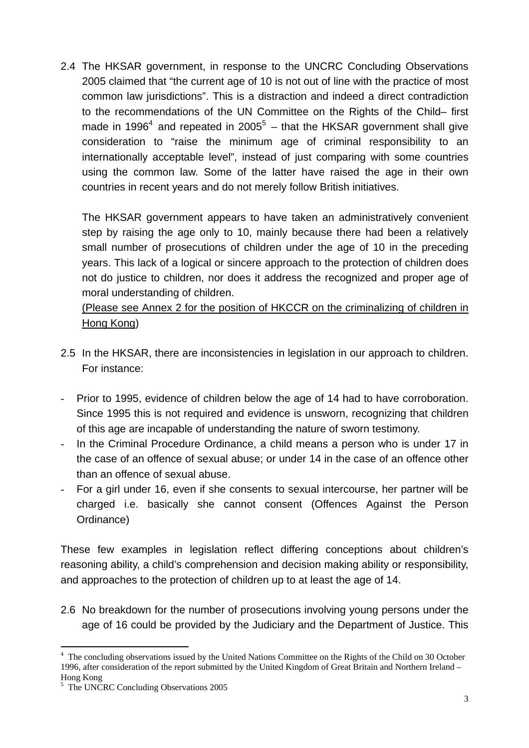2.4 The HKSAR government, in response to the UNCRC Concluding Observations 2005 claimed that “the current age of 10 is not out of line with the practice of most common law jurisdictions”. This is a distraction and indeed a direct contradiction to the recommendations of the UN Committee on the Rights of the Child– first made in 1996[4] and repeated in 2005[5] – that the HKSAR government shall give consideration to “raise the minimum age of criminal responsibility to an internationally acceptable level”, instead of just comparing with some countries using the common law. Some of the latter have raised the age in their own countries in recent years and do not merely follow British initiatives.

The HKSAR government appears to have taken an administratively convenient step by raising the age only to 10, mainly because there had been a relatively small number of prosecutions of children under the age of 10 in the preceding years. This lack of a logical or sincere approach to the protection of children does not do justice to children, nor does it address the recognized and proper age of moral understanding of children.
(Please see Annex 2 for the position of HKCCR on the criminalizing of children in Hong Kong)

2.5 In the HKSAR, there are inconsistencies in legislation in our approach to children. For instance:

- Prior to 1995, evidence of children below the age of 14 had to have corroboration. Since 1995 this is not required and evidence is unsworn, recognizing that children of this age are incapable of understanding the nature of sworn testimony.
- In the Criminal Procedure Ordinance, a child means a person who is under 17 in the case of an offence of sexual abuse; or under 14 in the case of an offence other than an offence of sexual abuse.
- For a girl under 16, even if she consents to sexual intercourse, her partner will be charged i.e. basically she cannot consent (Offences Against the Person Ordinance)

These few examples in legislation reflect differing conceptions about children’s reasoning ability, a child’s comprehension and decision making ability or responsibility, and approaches to the protection of children up to at least the age of 14.

2.6 No breakdown for the number of prosecutions involving young persons under the age of 16 could be provided by the Judiciary and the Department of Justice. This

[4] The concluding observations issued by the United Nations Committee on the Rights of the Child on 30 October 1996, after consideration of the report submitted by the United Kingdom of Great Britain and Northern Ireland – Hong Kong

[5] The UNCRC Concluding Observations 2005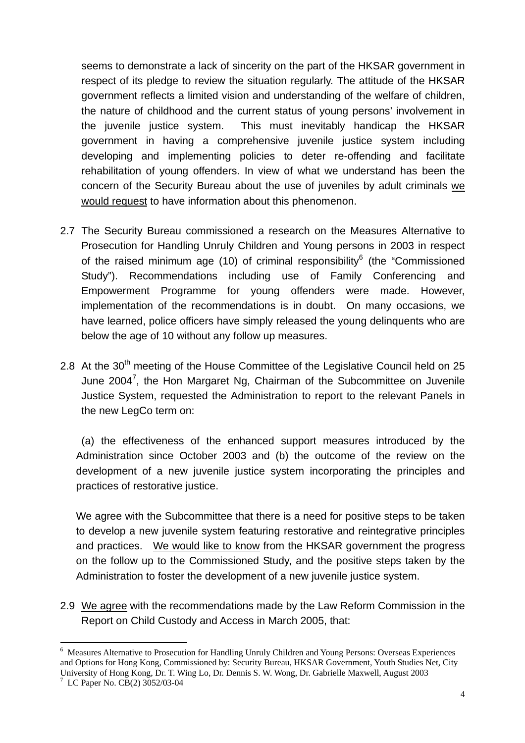seems to demonstrate a lack of sincerity on the part of the HKSAR government in respect of its pledge to review the situation regularly. The attitude of the HKSAR government reflects a limited vision and understanding of the welfare of children, the nature of childhood and the current status of young persons' involvement in the juvenile justice system. This must inevitably handicap the HKSAR government in having a comprehensive juvenile justice system including developing and implementing policies to deter re-offending and facilitate rehabilitation of young offenders. In view of what we understand has been the concern of the Security Bureau about the use of juveniles by adult criminals <u>we would request</u> to have information about this phenomenon.

2.7 The Security Bureau commissioned a research on the Measures Alternative to Prosecution for Handling Unruly Children and Young persons in 2003 in respect of the raised minimum age (10) of criminal responsibility[6] (the "Commissioned Study"). Recommendations including use of Family Conferencing and Empowerment Programme for young offenders were made. However, implementation of the recommendations is in doubt. On many occasions, we have learned, police officers have simply released the young delinquents who are below the age of 10 without any follow up measures.

2.8 At the 30th meeting of the House Committee of the Legislative Council held on 25 June 2004[7], the Hon Margaret Ng, Chairman of the Subcommittee on Juvenile Justice System, requested the Administration to report to the relevant Panels in the new LegCo term on:

(a) the effectiveness of the enhanced support measures introduced by the Administration since October 2003 and (b) the outcome of the review on the development of a new juvenile justice system incorporating the principles and practices of restorative justice.

We agree with the Subcommittee that there is a need for positive steps to be taken to develop a new juvenile system featuring restorative and reintegrative principles and practices. <u>We would like to know</u> from the HKSAR government the progress on the follow up to the Commissioned Study, and the positive steps taken by the Administration to foster the development of a new juvenile justice system.

2.9 <u>We agree</u> with the recommendations made by the Law Reform Commission in the Report on Child Custody and Access in March 2005, that:

---

[6] Measures Alternative to Prosecution for Handling Unruly Children and Young Persons: Overseas Experiences and Options for Hong Kong, Commissioned by: Security Bureau, HKSAR Government, Youth Studies Net, City University of Hong Kong, Dr. T. Wing Lo, Dr. Dennis S. W. Wong, Dr. Gabrielle Maxwell, August 2003

[7] LC Paper No. CB(2) 3052/03-04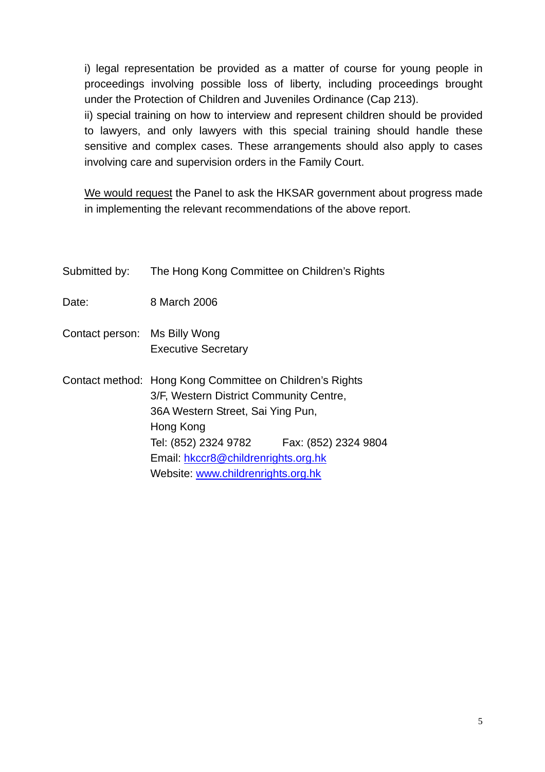i) legal representation be provided as a matter of course for young people in proceedings involving possible loss of liberty, including proceedings brought under the Protection of Children and Juveniles Ordinance (Cap 213).
ii) special training on how to interview and represent children should be provided to lawyers, and only lawyers with this special training should handle these sensitive and complex cases. These arrangements should also apply to cases involving care and supervision orders in the Family Court.

<u>We would request</u> the Panel to ask the HKSAR government about progress made in implementing the relevant recommendations of the above report.

Submitted by: The Hong Kong Committee on Children's Rights

Date: 8 March 2006

Contact person: Ms Billy Wong
Executive Secretary

Contact method: Hong Kong Committee on Children's Rights
3/F, Western District Community Centre,
36A Western Street, Sai Ying Pun,
Hong Kong
Tel: (852) 2324 9782 Fax: (852) 2324 9804
Email: hkccr8@childrenrights.org.hk
Website: www.childrenrights.org.hk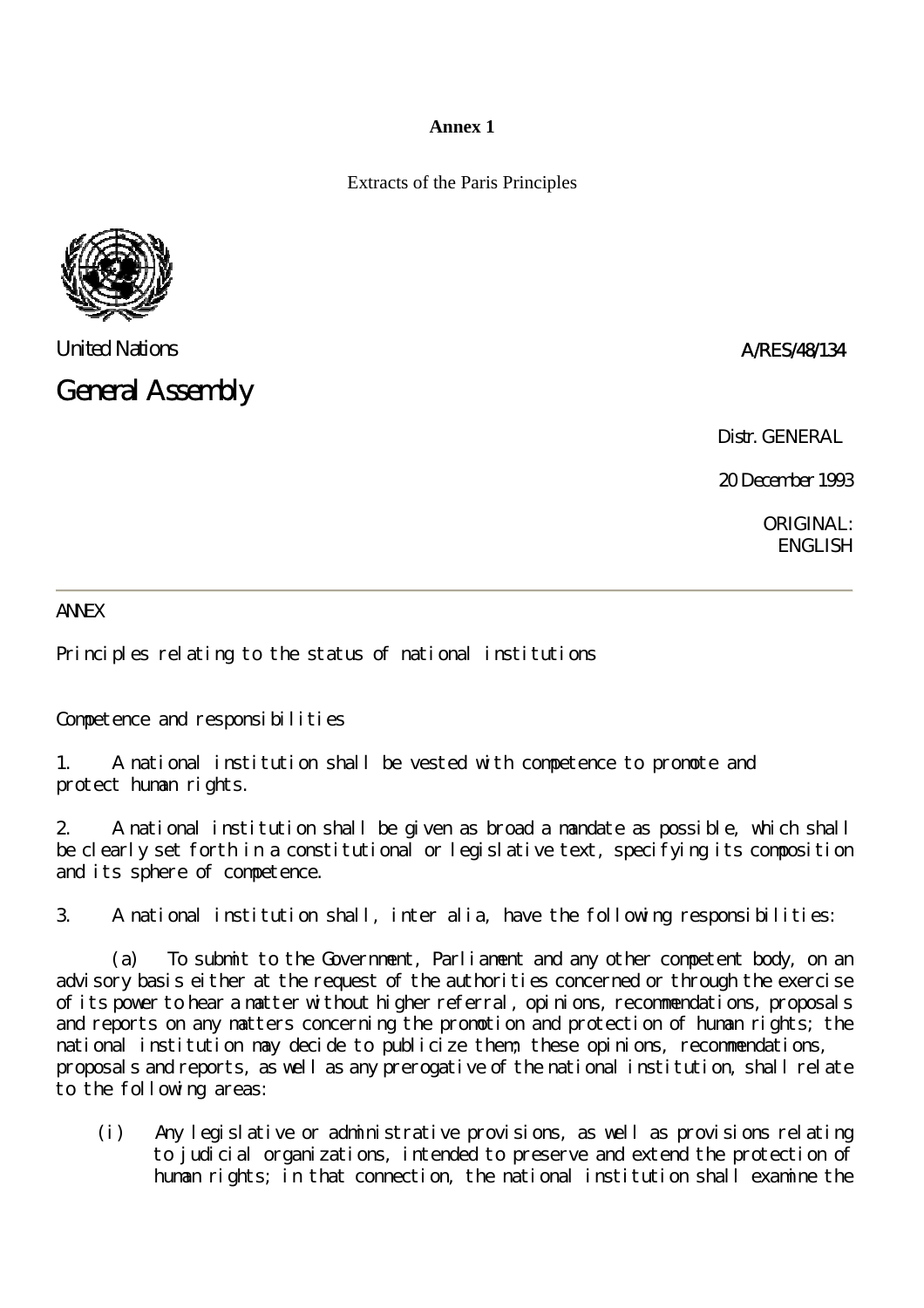**Annex 1**

Extracts of the Paris Principles

United Nations A/RES/48/134

# General Assembly

Distr. GENERAL

20 December 1993

ORIGINAL: ENGLISH

---

ANNEX

## Principles relating to the status of national institutions

### Competence and responsibilities

1. A national institution shall be vested with competence to promote and protect human rights.

2. A national institution shall be given as broad a mandate as possible, which shall be clearly set forth in a constitutional or legislative text, specifying its composition and its sphere of competence.

3. A national institution shall, inter alia, have the following responsibilities:

(a) To submit to the Government, Parliament and any other competent body, on an advisory basis either at the request of the authorities concerned or through the exercise of its power to hear a matter without higher referral, opinions, recommendations, proposals and reports on any matters concerning the promotion and protection of human rights; the national institution may decide to publicize them; these opinions, recommendations, proposals and reports, as well as any prerogative of the national institution, shall relate to the following areas:

(i) Any legislative or administrative provisions, as well as provisions relating to judicial organizations, intended to preserve and extend the protection of human rights; in that connection, the national institution shall examine the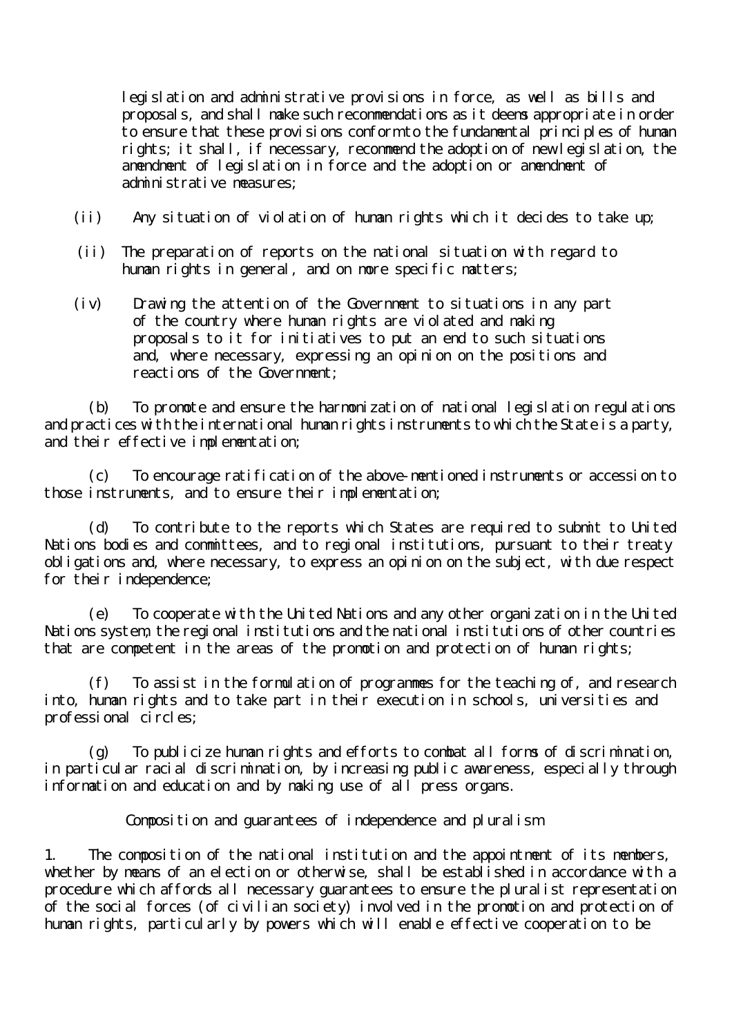legislation and administrative provisions in force, as well as bills and proposals, and shall make such recommendations as it deems appropriate in order to ensure that these provisions conform to the fundamental principles of human rights; it shall, if necessary, recommend the adoption of new legislation, the amendment of legislation in force and the adoption or amendment of administrative measures;

(ii) Any situation of violation of human rights which it decides to take up;

(ii) The preparation of reports on the national situation with regard to human rights in general, and on more specific matters;

(iv) Drawing the attention of the Government to situations in any part of the country where human rights are violated and making proposals to it for initiatives to put an end to such situations and, where necessary, expressing an opinion on the positions and reactions of the Government;

(b) To promote and ensure the harmonization of national legislation regulations and practices with the international human rights instruments to which the State is a party, and their effective implementation;

(c) To encourage ratification of the above-mentioned instruments or accession to those instruments, and to ensure their implementation;

(d) To contribute to the reports which States are required to submit to United Nations bodies and committees, and to regional institutions, pursuant to their treaty obligations and, where necessary, to express an opinion on the subject, with due respect for their independence;

(e) To cooperate with the United Nations and any other organization in the United Nations system, the regional institutions and the national institutions of other countries that are competent in the areas of the promotion and protection of human rights;

(f) To assist in the formulation of programmes for the teaching of, and research into, human rights and to take part in their execution in schools, universities and professional circles;

(g) To publicize human rights and efforts to combat all forms of discrimination, in particular racial discrimination, by increasing public awareness, especially through information and education and by making use of all press organs.

## Composition and guarantees of independence and pluralism

1. The composition of the national institution and the appointment of its members, whether by means of an election or otherwise, shall be established in accordance with a procedure which affords all necessary guarantees to ensure the pluralist representation of the social forces (of civilian society) involved in the promotion and protection of human rights, particularly by powers which will enable effective cooperation to be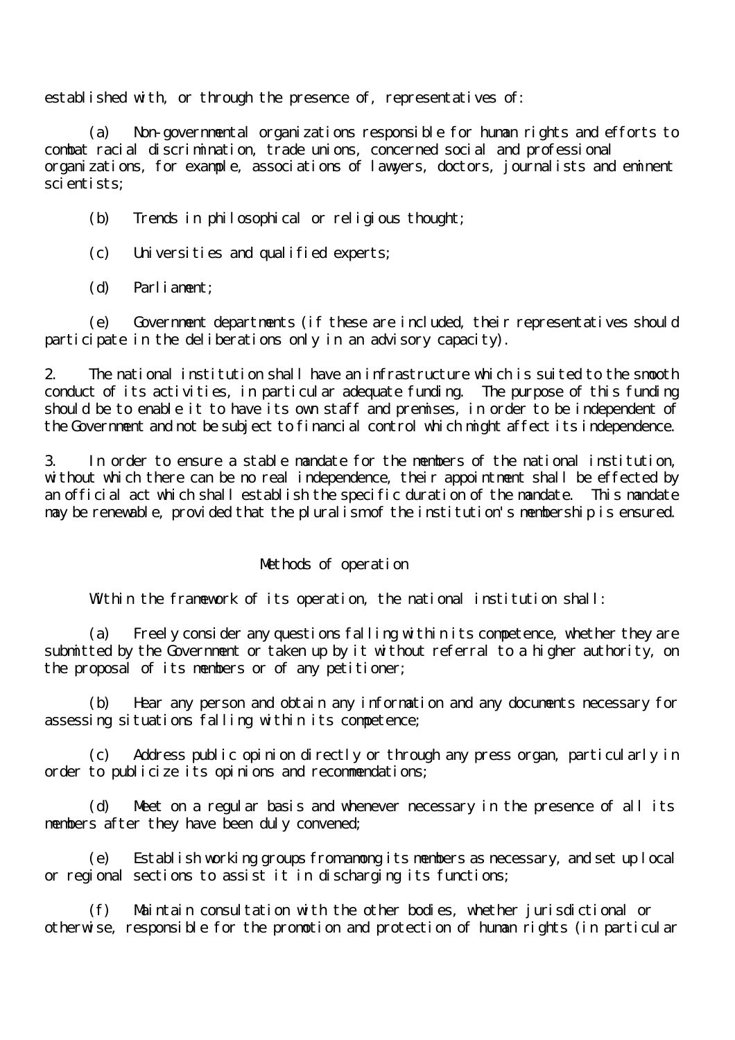established with, or through the presence of, representatives of:

(a) Non-governmental organizations responsible for human rights and efforts to combat racial discrimination, trade unions, concerned social and professional organizations, for example, associations of lawyers, doctors, journalists and eminent scientists;

(b) Trends in philosophical or religious thought;

(c) Universities and qualified experts;

(d) Parliament;

(e) Government departments (if these are included, their representatives should participate in the deliberations only in an advisory capacity).

2. The national institution shall have an infrastructure which is suited to the smooth conduct of its activities, in particular adequate funding. The purpose of this funding should be to enable it to have its own staff and premises, in order to be independent of the Government and not be subject to financial control which might affect its independence.

3. In order to ensure a stable mandate for the members of the national institution, without which there can be no real independence, their appointment shall be effected by an official act which shall establish the specific duration of the mandate. This mandate may be renewable, provided that the pluralism of the institution's membership is ensured.

## Methods of operation

Within the framework of its operation, the national institution shall:

(a) Freely consider any questions falling within its competence, whether they are submitted by the Government or taken up by it without referral to a higher authority, on the proposal of its members or of any petitioner;

(b) Hear any person and obtain any information and any documents necessary for assessing situations falling within its competence;

(c) Address public opinion directly or through any press organ, particularly in order to publicize its opinions and recommendations;

(d) Meet on a regular basis and whenever necessary in the presence of all its members after they have been duly convened;

(e) Establish working groups from among its members as necessary, and set up local or regional sections to assist it in discharging its functions;

(f) Maintain consultation with the other bodies, whether jurisdictional or otherwise, responsible for the promotion and protection of human rights (in particular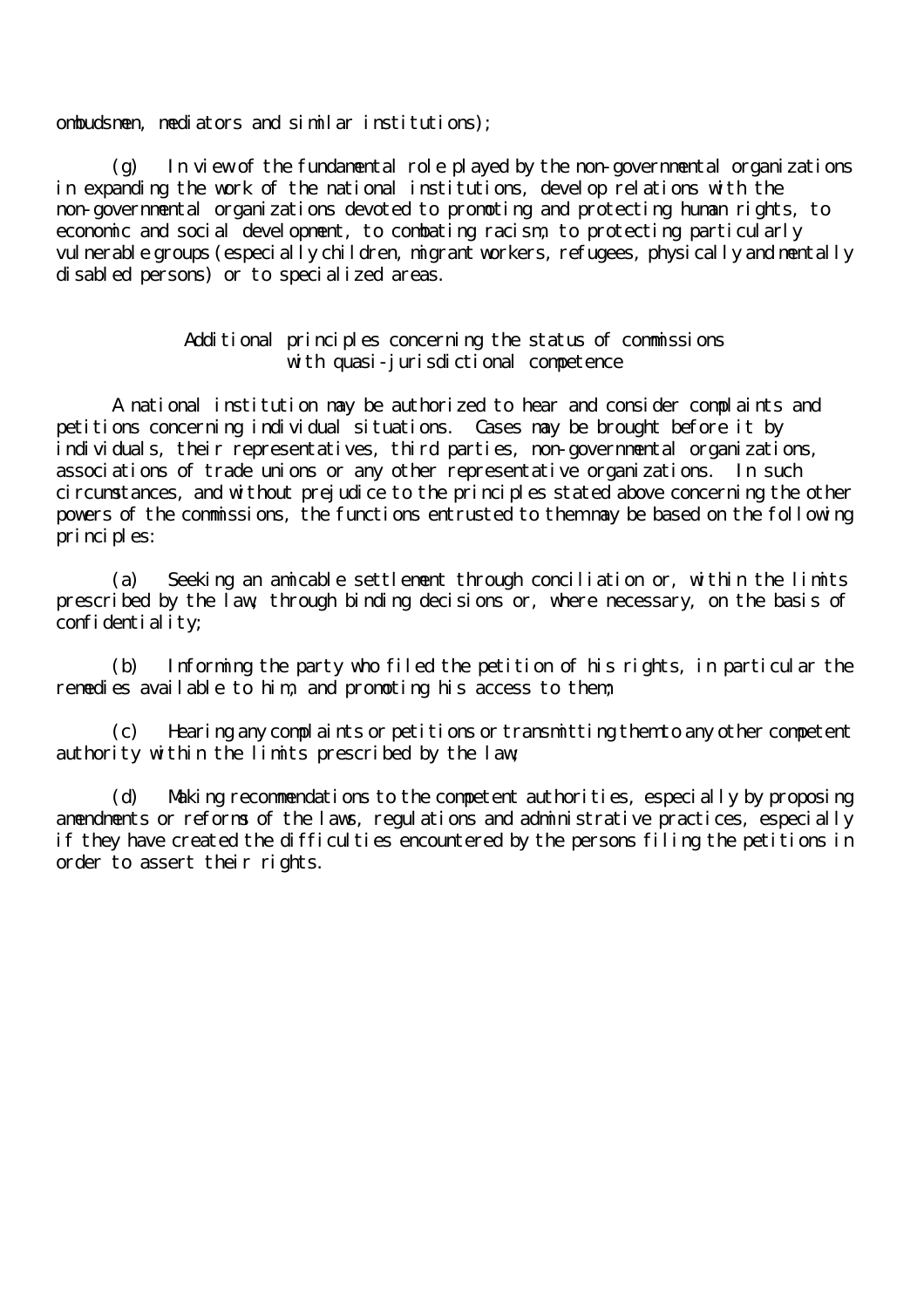ombudsmen, mediators and similar institutions);

(g) In view of the fundamental role played by the non-governmental organizations in expanding the work of the national institutions, develop relations with the non-governmental organizations devoted to promoting and protecting human rights, to economic and social development, to combating racism, to protecting particularly vulnerable groups (especially children, migrant workers, refugees, physically and mentally disabled persons) or to specialized areas.

## Additional principles concerning the status of commissions with quasi-jurisdictional competence

A national institution may be authorized to hear and consider complaints and petitions concerning individual situations. Cases may be brought before it by individuals, their representatives, third parties, non-governmental organizations, associations of trade unions or any other representative organizations. In such circumstances, and without prejudice to the principles stated above concerning the other powers of the commissions, the functions entrusted to them may be based on the following principles:

(a) Seeking an amicable settlement through conciliation or, within the limits prescribed by the law, through binding decisions or, where necessary, on the basis of confidentiality;

(b) Informing the party who filed the petition of his rights, in particular the remedies available to him, and promoting his access to them;

(c) Hearing any complaints or petitions or transmitting them to any other competent authority within the limits prescribed by the law;

(d) Making recommendations to the competent authorities, especially by proposing amendments or reforms of the laws, regulations and administrative practices, especially if they have created the difficulties encountered by the persons filing the petitions in order to assert their rights.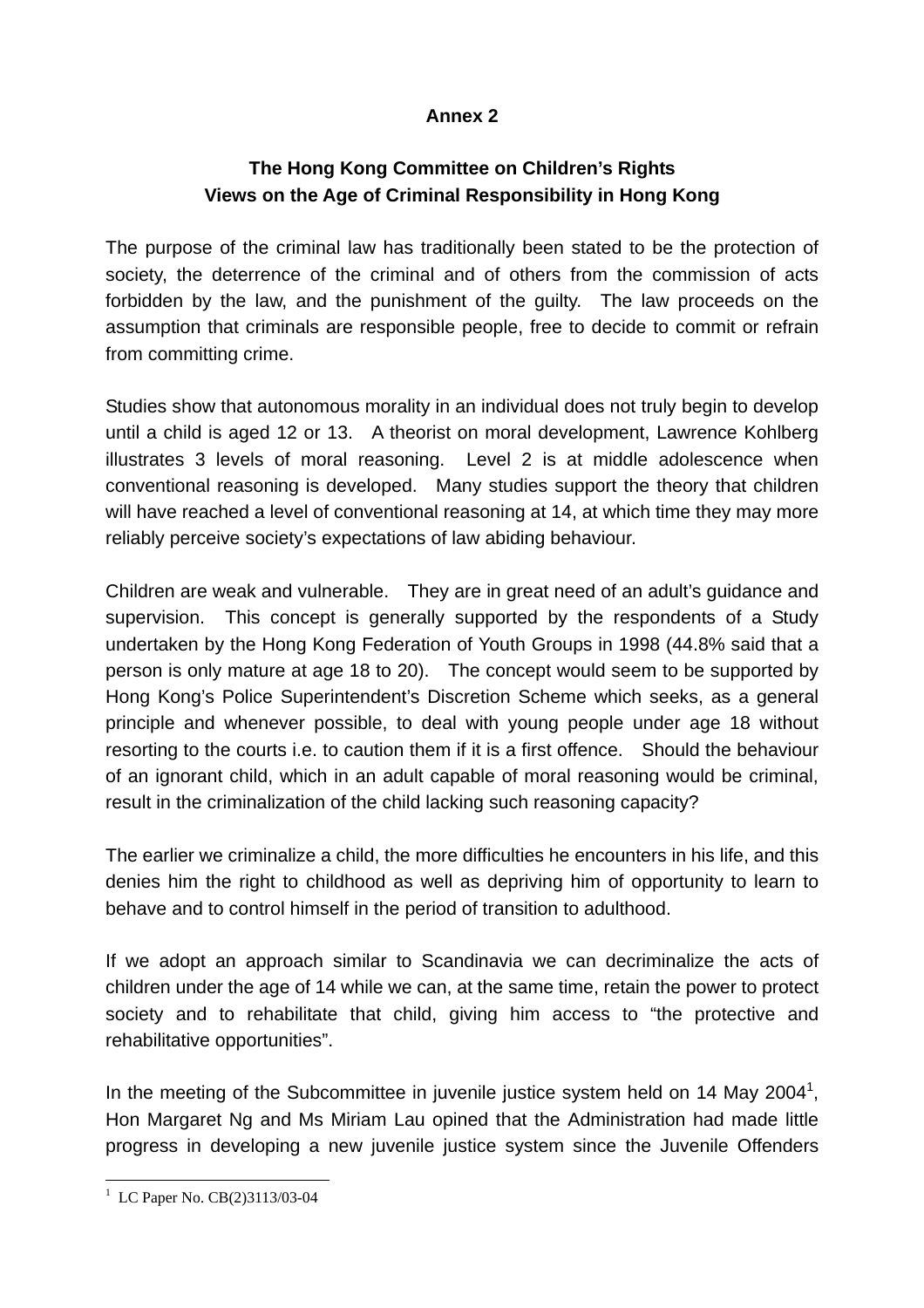**Annex 2**

**The Hong Kong Committee on Children's Rights**
**Views on the Age of Criminal Responsibility in Hong Kong**

The purpose of the criminal law has traditionally been stated to be the protection of society, the deterrence of the criminal and of others from the commission of acts forbidden by the law, and the punishment of the guilty. The law proceeds on the assumption that criminals are responsible people, free to decide to commit or refrain from committing crime.

Studies show that autonomous morality in an individual does not truly begin to develop until a child is aged 12 or 13. A theorist on moral development, Lawrence Kohlberg illustrates 3 levels of moral reasoning. Level 2 is at middle adolescence when conventional reasoning is developed. Many studies support the theory that children will have reached a level of conventional reasoning at 14, at which time they may more reliably perceive society's expectations of law abiding behaviour.

Children are weak and vulnerable. They are in great need of an adult's guidance and supervision. This concept is generally supported by the respondents of a Study undertaken by the Hong Kong Federation of Youth Groups in 1998 (44.8% said that a person is only mature at age 18 to 20). The concept would seem to be supported by Hong Kong's Police Superintendent's Discretion Scheme which seeks, as a general principle and whenever possible, to deal with young people under age 18 without resorting to the courts i.e. to caution them if it is a first offence. Should the behaviour of an ignorant child, which in an adult capable of moral reasoning would be criminal, result in the criminalization of the child lacking such reasoning capacity?

The earlier we criminalize a child, the more difficulties he encounters in his life, and this denies him the right to childhood as well as depriving him of opportunity to learn to behave and to control himself in the period of transition to adulthood.

If we adopt an approach similar to Scandinavia we can decriminalize the acts of children under the age of 14 while we can, at the same time, retain the power to protect society and to rehabilitate that child, giving him access to "the protective and rehabilitative opportunities".

In the meeting of the Subcommittee in juvenile justice system held on 14 May 2004[1], Hon Margaret Ng and Ms Miriam Lau opined that the Administration had made little progress in developing a new juvenile justice system since the Juvenile Offenders

---

[1] LC Paper No. CB(2)3113/03-04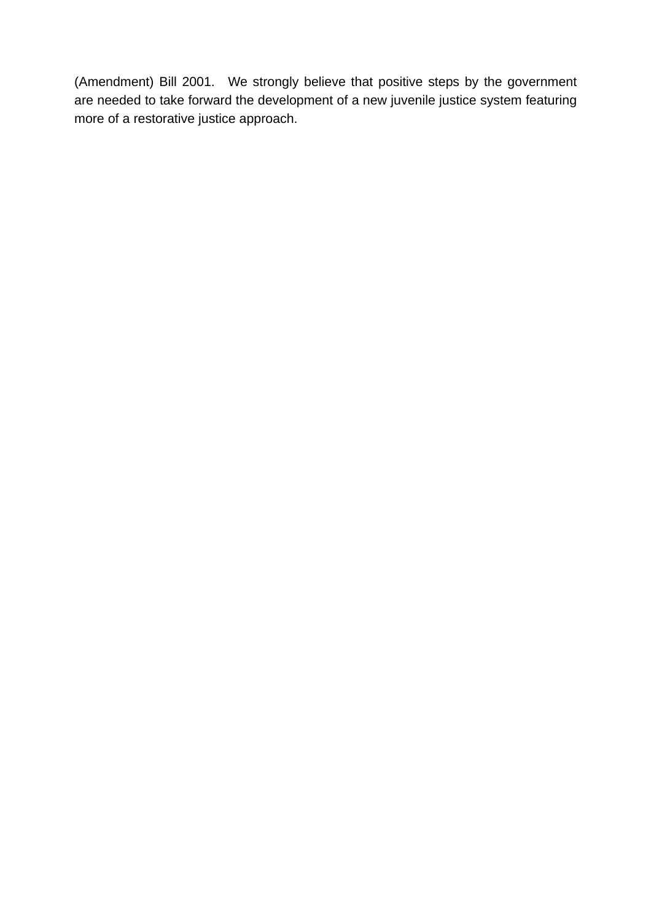(Amendment) Bill 2001. We strongly believe that positive steps by the government are needed to take forward the development of a new juvenile justice system featuring more of a restorative justice approach.